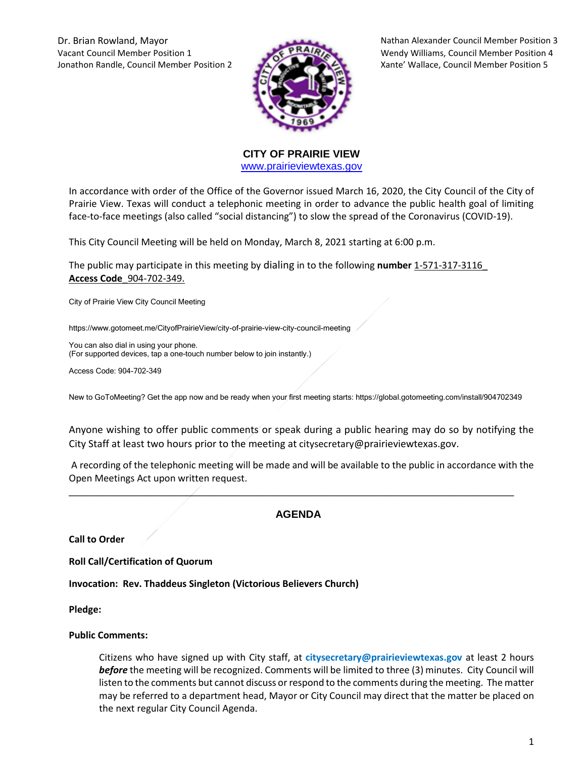Dr. Brian Rowland, Mayor
Vacant Council Member Position 1
Jonathon Randle, Council Member Position 2

Nathan Alexander Council Member Position 3
Wendy Williams, Council Member Position 4
Xante' Wallace, Council Member Position 5

## CITY OF PRAIRIE VIEW

www.prairieviewtexas.gov

In accordance with order of the Office of the Governor issued March 16, 2020, the City Council of the City of Prairie View. Texas will conduct a telephonic meeting in order to advance the public health goal of limiting face-to-face meetings (also called "social distancing") to slow the spread of the Coronavirus (COVID-19).

This City Council Meeting will be held on Monday, March 8, 2021 starting at 6:00 p.m.

The public may participate in this meeting by dialing in to the following **number** 1-571-317-3116_ **Access Code**_904-702-349.

City of Prairie View City Council Meeting

https://www.gotomeet.me/CityofPrairieView/city-of-prairie-view-city-council-meeting

You can also dial in using your phone.
(For supported devices, tap a one-touch number below to join instantly.)

Access Code: 904-702-349

New to GoToMeeting? Get the app now and be ready when your first meeting starts: https://global.gotomeeting.com/install/904702349

Anyone wishing to offer public comments or speak during a public hearing may do so by notifying the City Staff at least two hours prior to the meeting at citysecretary@prairieviewtexas.gov.

A recording of the telephonic meeting will be made and will be available to the public in accordance with the Open Meetings Act upon written request.

---

## AGENDA

**Call to Order**

**Roll Call/Certification of Quorum**

**Invocation: Rev. Thaddeus Singleton (Victorious Believers Church)**

**Pledge:**

**Public Comments:**

Citizens who have signed up with City staff, at **citysecretary@prairieviewtexas.gov** at least 2 hours ***before*** the meeting will be recognized. Comments will be limited to three (3) minutes. City Council will listen to the comments but cannot discuss or respond to the comments during the meeting. The matter may be referred to a department head, Mayor or City Council may direct that the matter be placed on the next regular City Council Agenda.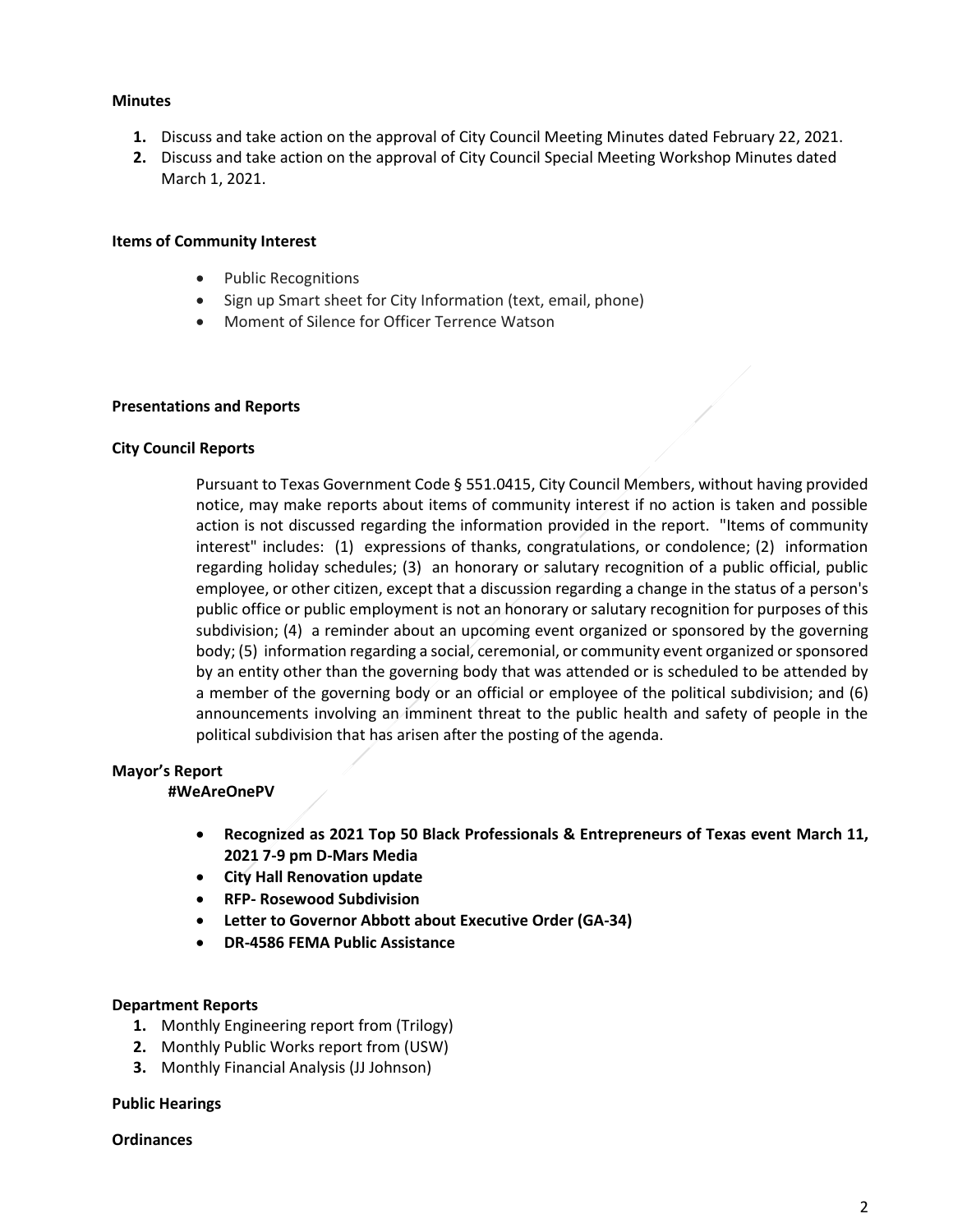**Minutes**

1. Discuss and take action on the approval of City Council Meeting Minutes dated February 22, 2021.
2. Discuss and take action on the approval of City Council Special Meeting Workshop Minutes dated March 1, 2021.

**Items of Community Interest**

- Public Recognitions
- Sign up Smart sheet for City Information (text, email, phone)
- Moment of Silence for Officer Terrence Watson

**Presentations and Reports**

**City Council Reports**

Pursuant to Texas Government Code § 551.0415, City Council Members, without having provided notice, may make reports about items of community interest if no action is taken and possible action is not discussed regarding the information provided in the report. "Items of community interest" includes: (1) expressions of thanks, congratulations, or condolence; (2) information regarding holiday schedules; (3) an honorary or salutary recognition of a public official, public employee, or other citizen, except that a discussion regarding a change in the status of a person's public office or public employment is not an honorary or salutary recognition for purposes of this subdivision; (4) a reminder about an upcoming event organized or sponsored by the governing body; (5) information regarding a social, ceremonial, or community event organized or sponsored by an entity other than the governing body that was attended or is scheduled to be attended by a member of the governing body or an official or employee of the political subdivision; and (6) announcements involving an imminent threat to the public health and safety of people in the political subdivision that has arisen after the posting of the agenda.

**Mayor's Report**

**#WeAreOnePV**

- **Recognized as 2021 Top 50 Black Professionals & Entrepreneurs of Texas event March 11, 2021 7-9 pm D-Mars Media**
- **City Hall Renovation update**
- **RFP- Rosewood Subdivision**
- **Letter to Governor Abbott about Executive Order (GA-34)**
- **DR-4586 FEMA Public Assistance**

**Department Reports**

1. Monthly Engineering report from (Trilogy)
2. Monthly Public Works report from (USW)
3. Monthly Financial Analysis (JJ Johnson)

**Public Hearings**

**Ordinances**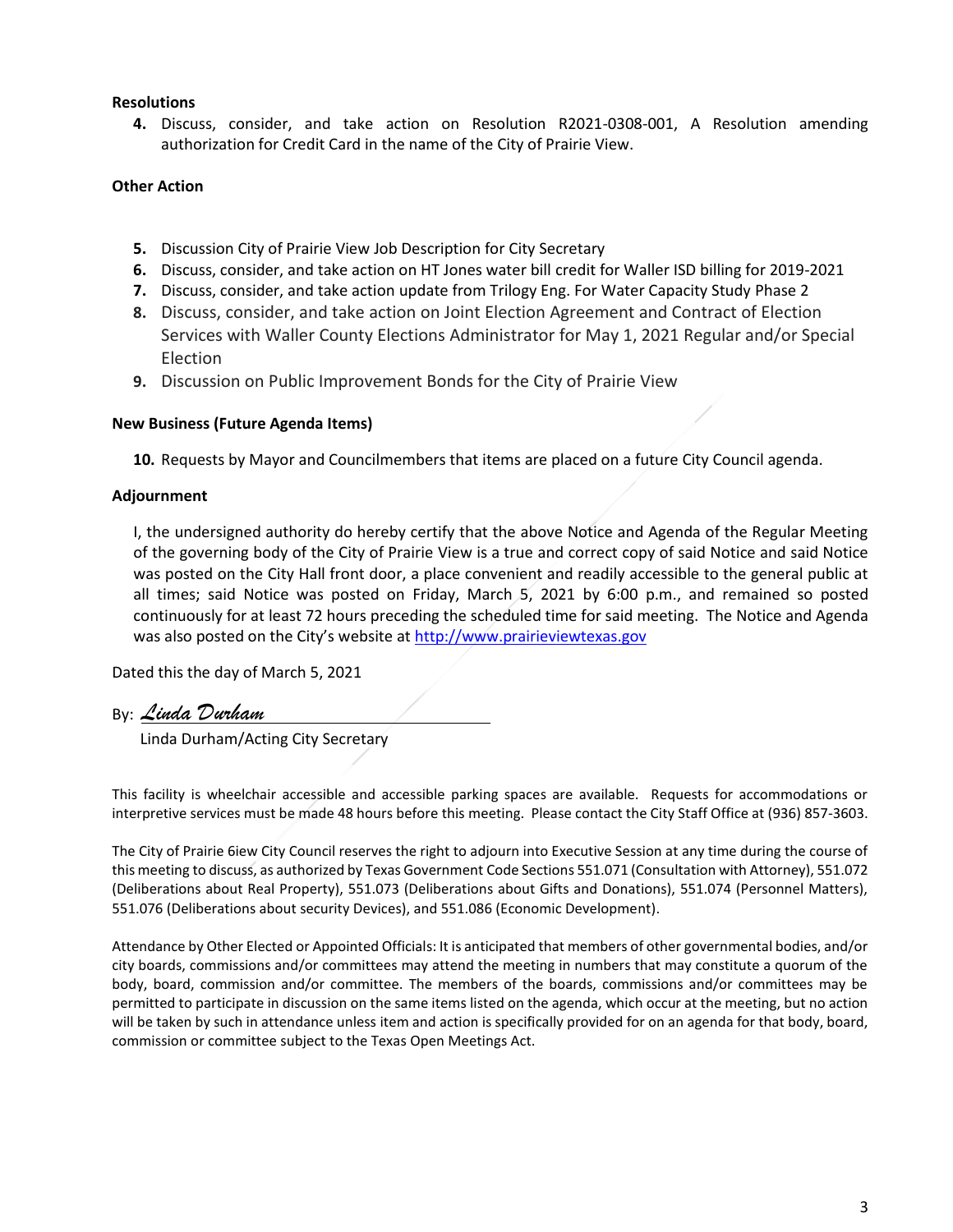**Resolutions**

4. Discuss, consider, and take action on Resolution R2021-0308-001, A Resolution amending authorization for Credit Card in the name of the City of Prairie View.

**Other Action**

5. Discussion City of Prairie View Job Description for City Secretary
6. Discuss, consider, and take action on HT Jones water bill credit for Waller ISD billing for 2019-2021
7. Discuss, consider, and take action update from Trilogy Eng. For Water Capacity Study Phase 2
8. Discuss, consider, and take action on Joint Election Agreement and Contract of Election Services with Waller County Elections Administrator for May 1, 2021 Regular and/or Special Election
9. Discussion on Public Improvement Bonds for the City of Prairie View

**New Business (Future Agenda Items)**

10. Requests by Mayor and Councilmembers that items are placed on a future City Council agenda.

**Adjournment**

I, the undersigned authority do hereby certify that the above Notice and Agenda of the Regular Meeting of the governing body of the City of Prairie View is a true and correct copy of said Notice and said Notice was posted on the City Hall front door, a place convenient and readily accessible to the general public at all times; said Notice was posted on Friday, March 5, 2021 by 6:00 p.m., and remained so posted continuously for at least 72 hours preceding the scheduled time for said meeting. The Notice and Agenda was also posted on the City's website at http://www.prairieviewtexas.gov

Dated this the day of March 5, 2021

By: *Linda Durham*

Linda Durham/Acting City Secretary

This facility is wheelchair accessible and accessible parking spaces are available. Requests for accommodations or interpretive services must be made 48 hours before this meeting. Please contact the City Staff Office at (936) 857-3603.

The City of Prairie 6iew City Council reserves the right to adjourn into Executive Session at any time during the course of this meeting to discuss, as authorized by Texas Government Code Sections 551.071 (Consultation with Attorney), 551.072 (Deliberations about Real Property), 551.073 (Deliberations about Gifts and Donations), 551.074 (Personnel Matters), 551.076 (Deliberations about security Devices), and 551.086 (Economic Development).

Attendance by Other Elected or Appointed Officials: It is anticipated that members of other governmental bodies, and/or city boards, commissions and/or committees may attend the meeting in numbers that may constitute a quorum of the body, board, commission and/or committee. The members of the boards, commissions and/or committees may be permitted to participate in discussion on the same items listed on the agenda, which occur at the meeting, but no action will be taken by such in attendance unless item and action is specifically provided for on an agenda for that body, board, commission or committee subject to the Texas Open Meetings Act.